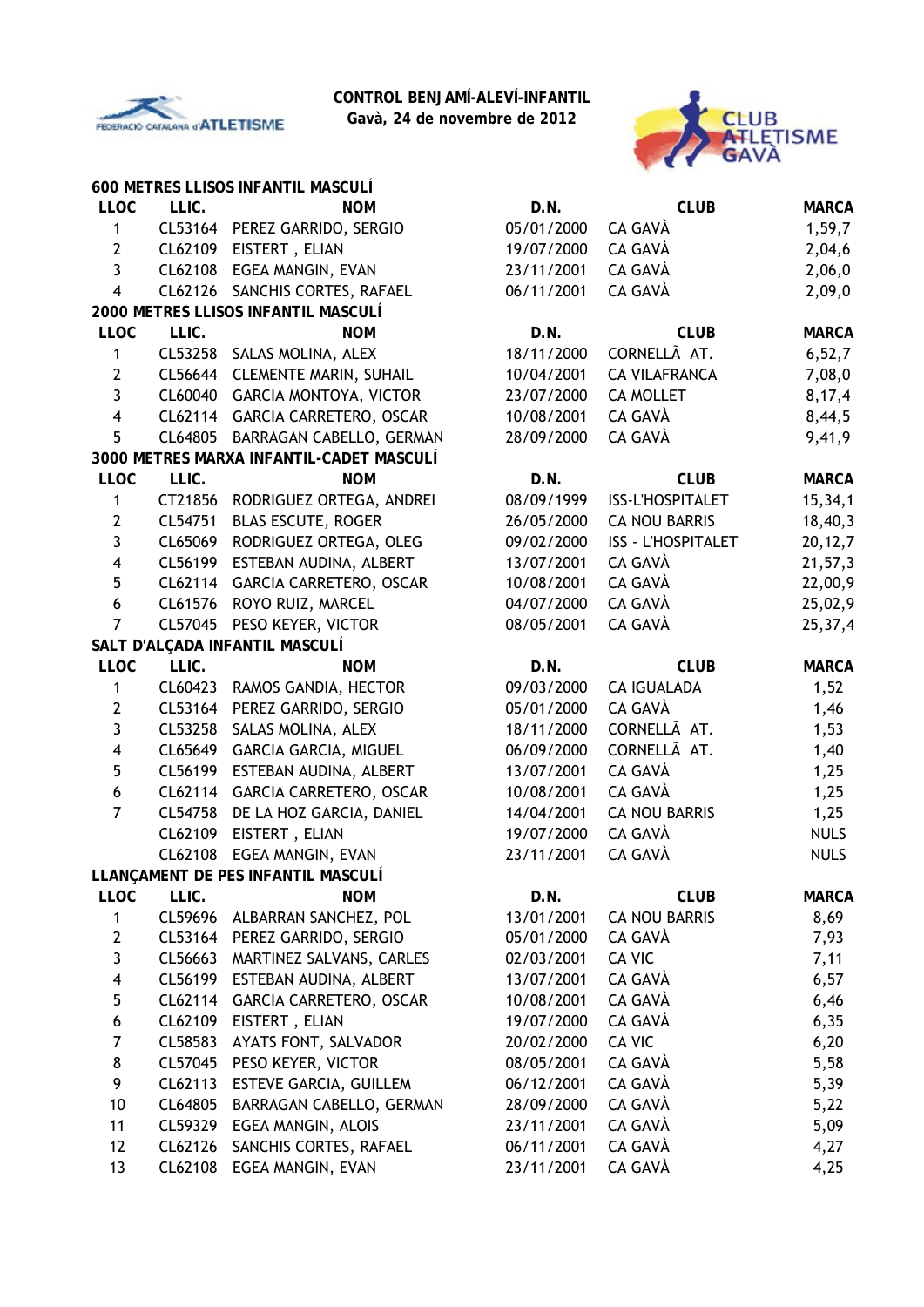**CONTROL BENJAMÍ-ALEVÍ-INFANTIL**
**Gavà, 24 de novembre de 2012**

## 600 METRES LLISOS INFANTIL MASCULÍ

| LLOC | LLIC. | NOM | D.N. | CLUB | MARCA |
|---|---|---|---|---|---|
| 1 | CL53164 | PEREZ GARRIDO, SERGIO | 05/01/2000 | CA GAVÀ | 1,59,7 |
| 2 | CL62109 | EISTERT , ELIAN | 19/07/2000 | CA GAVÀ | 2,04,6 |
| 3 | CL62108 | EGEA MANGIN, EVAN | 23/11/2001 | CA GAVÀ | 2,06,0 |
| 4 | CL62126 | SANCHIS CORTES, RAFAEL | 06/11/2001 | CA GAVÀ | 2,09,0 |

## 2000 METRES LLISOS INFANTIL MASCULÍ

| LLOC | LLIC. | NOM | D.N. | CLUB | MARCA |
|---|---|---|---|---|---|
| 1 | CL53258 | SALAS MOLINA, ALEX | 18/11/2000 | CORNELLÃ AT. | 6,52,7 |
| 2 | CL56644 | CLEMENTE MARIN, SUHAIL | 10/04/2001 | CA VILAFRANCA | 7,08,0 |
| 3 | CL60040 | GARCIA MONTOYA, VICTOR | 23/07/2000 | CA MOLLET | 8,17,4 |
| 4 | CL62114 | GARCIA CARRETERO, OSCAR | 10/08/2001 | CA GAVÀ | 8,44,5 |
| 5 | CL64805 | BARRAGAN CABELLO, GERMAN | 28/09/2000 | CA GAVÀ | 9,41,9 |

## 3000 METRES MARXA INFANTIL-CADET MASCULÍ

| LLOC | LLIC. | NOM | D.N. | CLUB | MARCA |
|---|---|---|---|---|---|
| 1 | CT21856 | RODRIGUEZ ORTEGA, ANDREI | 08/09/1999 | ISS-L'HOSPITALET | 15,34,1 |
| 2 | CL54751 | BLAS ESCUTE, ROGER | 26/05/2000 | CA NOU BARRIS | 18,40,3 |
| 3 | CL65069 | RODRIGUEZ ORTEGA, OLEG | 09/02/2000 | ISS - L'HOSPITALET | 20,12,7 |
| 4 | CL56199 | ESTEBAN AUDINA, ALBERT | 13/07/2001 | CA GAVÀ | 21,57,3 |
| 5 | CL62114 | GARCIA CARRETERO, OSCAR | 10/08/2001 | CA GAVÀ | 22,00,9 |
| 6 | CL61576 | ROYO RUIZ, MARCEL | 04/07/2000 | CA GAVÀ | 25,02,9 |
| 7 | CL57045 | PESO KEYER, VICTOR | 08/05/2001 | CA GAVÀ | 25,37,4 |

## SALT D'ALÇADA INFANTIL MASCULÍ

| LLOC | LLIC. | NOM | D.N. | CLUB | MARCA |
|---|---|---|---|---|---|
| 1 | CL60423 | RAMOS GANDIA, HECTOR | 09/03/2000 | CA IGUALADA | 1,52 |
| 2 | CL53164 | PEREZ GARRIDO, SERGIO | 05/01/2000 | CA GAVÀ | 1,46 |
| 3 | CL53258 | SALAS MOLINA, ALEX | 18/11/2000 | CORNELLÃ AT. | 1,53 |
| 4 | CL65649 | GARCIA GARCIA, MIGUEL | 06/09/2000 | CORNELLÃ AT. | 1,40 |
| 5 | CL56199 | ESTEBAN AUDINA, ALBERT | 13/07/2001 | CA GAVÀ | 1,25 |
| 6 | CL62114 | GARCIA CARRETERO, OSCAR | 10/08/2001 | CA GAVÀ | 1,25 |
| 7 | CL54758 | DE LA HOZ GARCIA, DANIEL | 14/04/2001 | CA NOU BARRIS | 1,25 |
| | CL62109 | EISTERT , ELIAN | 19/07/2000 | CA GAVÀ | NULS |
| | CL62108 | EGEA MANGIN, EVAN | 23/11/2001 | CA GAVÀ | NULS |

## LLANÇAMENT DE PES INFANTIL MASCULÍ

| LLOC | LLIC. | NOM | D.N. | CLUB | MARCA |
|---|---|---|---|---|---|
| 1 | CL59696 | ALBARRAN SANCHEZ, POL | 13/01/2001 | CA NOU BARRIS | 8,69 |
| 2 | CL53164 | PEREZ GARRIDO, SERGIO | 05/01/2000 | CA GAVÀ | 7,93 |
| 3 | CL56663 | MARTINEZ SALVANS, CARLES | 02/03/2001 | CA VIC | 7,11 |
| 4 | CL56199 | ESTEBAN AUDINA, ALBERT | 13/07/2001 | CA GAVÀ | 6,57 |
| 5 | CL62114 | GARCIA CARRETERO, OSCAR | 10/08/2001 | CA GAVÀ | 6,46 |
| 6 | CL62109 | EISTERT , ELIAN | 19/07/2000 | CA GAVÀ | 6,35 |
| 7 | CL58583 | AYATS FONT, SALVADOR | 20/02/2000 | CA VIC | 6,20 |
| 8 | CL57045 | PESO KEYER, VICTOR | 08/05/2001 | CA GAVÀ | 5,58 |
| 9 | CL62113 | ESTEVE GARCIA, GUILLEM | 06/12/2001 | CA GAVÀ | 5,39 |
| 10 | CL64805 | BARRAGAN CABELLO, GERMAN | 28/09/2000 | CA GAVÀ | 5,22 |
| 11 | CL59329 | EGEA MANGIN, ALOIS | 23/11/2001 | CA GAVÀ | 5,09 |
| 12 | CL62126 | SANCHIS CORTES, RAFAEL | 06/11/2001 | CA GAVÀ | 4,27 |
| 13 | CL62108 | EGEA MANGIN, EVAN | 23/11/2001 | CA GAVÀ | 4,25 |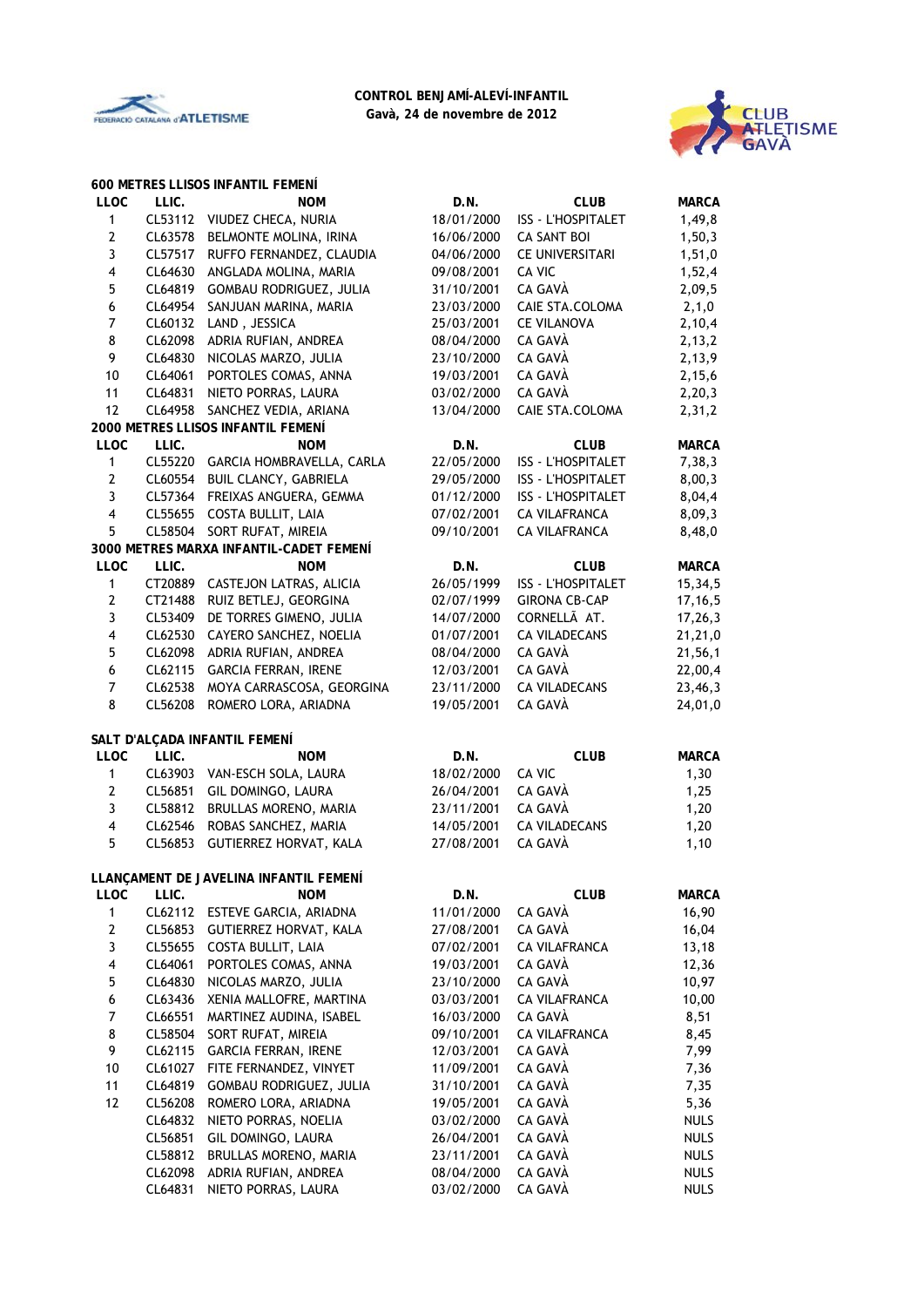**CONTROL BENJAMÍ-ALEVÍ-INFANTIL**
**Gavà, 24 de novembre de 2012**

### 600 METRES LLISOS INFANTIL FEMENÍ

| LLOC | LLIC. | NOM | D.N. | CLUB | MARCA |
|---|---|---|---|---|---|
| 1 | CL53112 | VIUDEZ CHECA, NURIA | 18/01/2000 | ISS - L'HOSPITALET | 1,49,8 |
| 2 | CL63578 | BELMONTE MOLINA, IRINA | 16/06/2000 | CA SANT BOI | 1,50,3 |
| 3 | CL57517 | RUFFO FERNANDEZ, CLAUDIA | 04/06/2000 | CE UNIVERSITARI | 1,51,0 |
| 4 | CL64630 | ANGLADA MOLINA, MARIA | 09/08/2001 | CA VIC | 1,52,4 |
| 5 | CL64819 | GOMBAU RODRIGUEZ, JULIA | 31/10/2001 | CA GAVÀ | 2,09,5 |
| 6 | CL64954 | SANJUAN MARINA, MARIA | 23/03/2000 | CAIE STA.COLOMA | 2,1,0 |
| 7 | CL60132 | LAND , JESSICA | 25/03/2001 | CE VILANOVA | 2,10,4 |
| 8 | CL62098 | ADRIA RUFIAN, ANDREA | 08/04/2000 | CA GAVÀ | 2,13,2 |
| 9 | CL64830 | NICOLAS MARZO, JULIA | 23/10/2000 | CA GAVÀ | 2,13,9 |
| 10 | CL64061 | PORTOLES COMAS, ANNA | 19/03/2001 | CA GAVÀ | 2,15,6 |
| 11 | CL64831 | NIETO PORRAS, LAURA | 03/02/2000 | CA GAVÀ | 2,20,3 |
| 12 | CL64958 | SANCHEZ VEDIA, ARIANA | 13/04/2000 | CAIE STA.COLOMA | 2,31,2 |

### 2000 METRES LLISOS INFANTIL FEMENÍ

| LLOC | LLIC. | NOM | D.N. | CLUB | MARCA |
|---|---|---|---|---|---|
| 1 | CL55220 | GARCIA HOMBRAVELLA, CARLA | 22/05/2000 | ISS - L'HOSPITALET | 7,38,3 |
| 2 | CL60554 | BUIL CLANCY, GABRIELA | 29/05/2000 | ISS - L'HOSPITALET | 8,00,3 |
| 3 | CL57364 | FREIXAS ANGUERA, GEMMA | 01/12/2000 | ISS - L'HOSPITALET | 8,04,4 |
| 4 | CL55655 | COSTA BULLIT, LAIA | 07/02/2001 | CA VILAFRANCA | 8,09,3 |
| 5 | CL58504 | SORT RUFAT, MIREIA | 09/10/2001 | CA VILAFRANCA | 8,48,0 |

### 3000 METRES MARXA INFANTIL-CADET FEMENÍ

| LLOC | LLIC. | NOM | D.N. | CLUB | MARCA |
|---|---|---|---|---|---|
| 1 | CT20889 | CASTEJON LATRAS, ALICIA | 26/05/1999 | ISS - L'HOSPITALET | 15,34,5 |
| 2 | CT21488 | RUIZ BETLEJ, GEORGINA | 02/07/1999 | GIRONA CB-CAP | 17,16,5 |
| 3 | CL53409 | DE TORRES GIMENO, JULIA | 14/07/2000 | CORNELLÃ AT. | 17,26,3 |
| 4 | CL62530 | CAYERO SANCHEZ, NOELIA | 01/07/2001 | CA VILADECANS | 21,21,0 |
| 5 | CL62098 | ADRIA RUFIAN, ANDREA | 08/04/2000 | CA GAVÀ | 21,56,1 |
| 6 | CL62115 | GARCIA FERRAN, IRENE | 12/03/2001 | CA GAVÀ | 22,00,4 |
| 7 | CL62538 | MOYA CARRASCOSA, GEORGINA | 23/11/2000 | CA VILADECANS | 23,46,3 |
| 8 | CL56208 | ROMERO LORA, ARIADNA | 19/05/2001 | CA GAVÀ | 24,01,0 |

### SALT D'ALÇADA INFANTIL FEMENÍ

| LLOC | LLIC. | NOM | D.N. | CLUB | MARCA |
|---|---|---|---|---|---|
| 1 | CL63903 | VAN-ESCH SOLA, LAURA | 18/02/2000 | CA VIC | 1,30 |
| 2 | CL56851 | GIL DOMINGO, LAURA | 26/04/2001 | CA GAVÀ | 1,25 |
| 3 | CL58812 | BRULLAS MORENO, MARIA | 23/11/2001 | CA GAVÀ | 1,20 |
| 4 | CL62546 | ROBAS SANCHEZ, MARIA | 14/05/2001 | CA VILADECANS | 1,20 |
| 5 | CL56853 | GUTIERREZ HORVAT, KALA | 27/08/2001 | CA GAVÀ | 1,10 |

### LLANÇAMENT DE JAVELINA INFANTIL FEMENÍ

| LLOC | LLIC. | NOM | D.N. | CLUB | MARCA |
|---|---|---|---|---|---|
| 1 | CL62112 | ESTEVE GARCIA, ARIADNA | 11/01/2000 | CA GAVÀ | 16,90 |
| 2 | CL56853 | GUTIERREZ HORVAT, KALA | 27/08/2001 | CA GAVÀ | 16,04 |
| 3 | CL55655 | COSTA BULLIT, LAIA | 07/02/2001 | CA VILAFRANCA | 13,18 |
| 4 | CL64061 | PORTOLES COMAS, ANNA | 19/03/2001 | CA GAVÀ | 12,36 |
| 5 | CL64830 | NICOLAS MARZO, JULIA | 23/10/2000 | CA GAVÀ | 10,97 |
| 6 | CL63436 | XENIA MALLOFRE, MARTINA | 03/03/2001 | CA VILAFRANCA | 10,00 |
| 7 | CL66551 | MARTINEZ AUDINA, ISABEL | 16/03/2000 | CA GAVÀ | 8,51 |
| 8 | CL58504 | SORT RUFAT, MIREIA | 09/10/2001 | CA VILAFRANCA | 8,45 |
| 9 | CL62115 | GARCIA FERRAN, IRENE | 12/03/2001 | CA GAVÀ | 7,99 |
| 10 | CL61027 | FITE FERNANDEZ, VINYET | 11/09/2001 | CA GAVÀ | 7,36 |
| 11 | CL64819 | GOMBAU RODRIGUEZ, JULIA | 31/10/2001 | CA GAVÀ | 7,35 |
| 12 | CL56208 | ROMERO LORA, ARIADNA | 19/05/2001 | CA GAVÀ | 5,36 |
|  | CL64832 | NIETO PORRAS, NOELIA | 03/02/2000 | CA GAVÀ | NULS |
|  | CL56851 | GIL DOMINGO, LAURA | 26/04/2001 | CA GAVÀ | NULS |
|  | CL58812 | BRULLAS MORENO, MARIA | 23/11/2001 | CA GAVÀ | NULS |
|  | CL62098 | ADRIA RUFIAN, ANDREA | 08/04/2000 | CA GAVÀ | NULS |
|  | CL64831 | NIETO PORRAS, LAURA | 03/02/2000 | CA GAVÀ | NULS |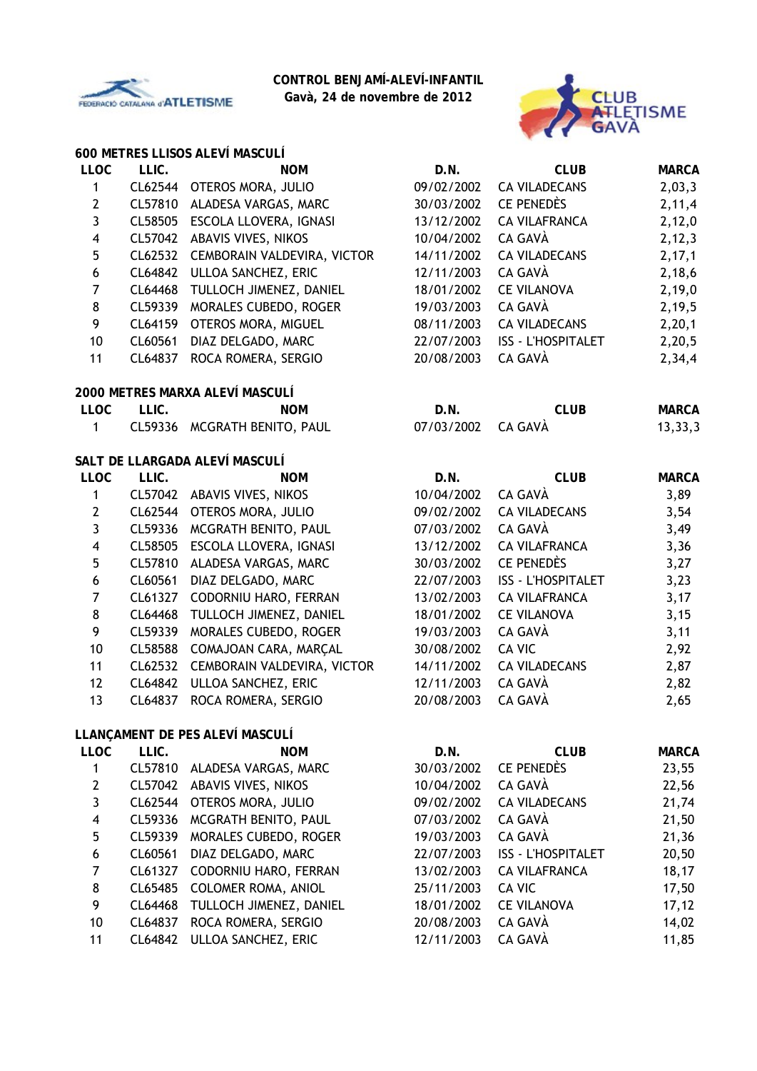**CONTROL BENJAMÍ-ALEVÍ-INFANTIL**
**Gavà, 24 de novembre de 2012**

### 600 METRES LLISOS ALEVÍ MASCULÍ

| LLOC | LLIC. | NOM | D.N. | CLUB | MARCA |
|---|---|---|---|---|---|
| 1 | CL62544 | OTEROS MORA, JULIO | 09/02/2002 | CA VILADECANS | 2,03,3 |
| 2 | CL57810 | ALADESA VARGAS, MARC | 30/03/2002 | CE PENEDÈS | 2,11,4 |
| 3 | CL58505 | ESCOLA LLOVERA, IGNASI | 13/12/2002 | CA VILAFRANCA | 2,12,0 |
| 4 | CL57042 | ABAVIS VIVES, NIKOS | 10/04/2002 | CA GAVÀ | 2,12,3 |
| 5 | CL62532 | CEMBORAIN VALDEVIRA, VICTOR | 14/11/2002 | CA VILADECANS | 2,17,1 |
| 6 | CL64842 | ULLOA SANCHEZ, ERIC | 12/11/2003 | CA GAVÀ | 2,18,6 |
| 7 | CL64468 | TULLOCH JIMENEZ, DANIEL | 18/01/2002 | CE VILANOVA | 2,19,0 |
| 8 | CL59339 | MORALES CUBEDO, ROGER | 19/03/2003 | CA GAVÀ | 2,19,5 |
| 9 | CL64159 | OTEROS MORA, MIGUEL | 08/11/2003 | CA VILADECANS | 2,20,1 |
| 10 | CL60561 | DIAZ DELGADO, MARC | 22/07/2003 | ISS - L'HOSPITALET | 2,20,5 |
| 11 | CL64837 | ROCA ROMERA, SERGIO | 20/08/2003 | CA GAVÀ | 2,34,4 |

### 2000 METRES MARXA ALEVÍ MASCULÍ

| LLOC | LLIC. | NOM | D.N. | CLUB | MARCA |
|---|---|---|---|---|---|
| 1 | CL59336 | MCGRATH BENITO, PAUL | 07/03/2002 | CA GAVÀ | 13,33,3 |

### SALT DE LLARGADA ALEVÍ MASCULÍ

| LLOC | LLIC. | NOM | D.N. | CLUB | MARCA |
|---|---|---|---|---|---|
| 1 | CL57042 | ABAVIS VIVES, NIKOS | 10/04/2002 | CA GAVÀ | 3,89 |
| 2 | CL62544 | OTEROS MORA, JULIO | 09/02/2002 | CA VILADECANS | 3,54 |
| 3 | CL59336 | MCGRATH BENITO, PAUL | 07/03/2002 | CA GAVÀ | 3,49 |
| 4 | CL58505 | ESCOLA LLOVERA, IGNASI | 13/12/2002 | CA VILAFRANCA | 3,36 |
| 5 | CL57810 | ALADESA VARGAS, MARC | 30/03/2002 | CE PENEDÈS | 3,27 |
| 6 | CL60561 | DIAZ DELGADO, MARC | 22/07/2003 | ISS - L'HOSPITALET | 3,23 |
| 7 | CL61327 | CODORNIU HARO, FERRAN | 13/02/2003 | CA VILAFRANCA | 3,17 |
| 8 | CL64468 | TULLOCH JIMENEZ, DANIEL | 18/01/2002 | CE VILANOVA | 3,15 |
| 9 | CL59339 | MORALES CUBEDO, ROGER | 19/03/2003 | CA GAVÀ | 3,11 |
| 10 | CL58588 | COMAJOAN CARA, MARÇAL | 30/08/2002 | CA VIC | 2,92 |
| 11 | CL62532 | CEMBORAIN VALDEVIRA, VICTOR | 14/11/2002 | CA VILADECANS | 2,87 |
| 12 | CL64842 | ULLOA SANCHEZ, ERIC | 12/11/2003 | CA GAVÀ | 2,82 |
| 13 | CL64837 | ROCA ROMERA, SERGIO | 20/08/2003 | CA GAVÀ | 2,65 |

### LLANÇAMENT DE PES ALEVÍ MASCULÍ

| LLOC | LLIC. | NOM | D.N. | CLUB | MARCA |
|---|---|---|---|---|---|
| 1 | CL57810 | ALADESA VARGAS, MARC | 30/03/2002 | CE PENEDÈS | 23,55 |
| 2 | CL57042 | ABAVIS VIVES, NIKOS | 10/04/2002 | CA GAVÀ | 22,56 |
| 3 | CL62544 | OTEROS MORA, JULIO | 09/02/2002 | CA VILADECANS | 21,74 |
| 4 | CL59336 | MCGRATH BENITO, PAUL | 07/03/2002 | CA GAVÀ | 21,50 |
| 5 | CL59339 | MORALES CUBEDO, ROGER | 19/03/2003 | CA GAVÀ | 21,36 |
| 6 | CL60561 | DIAZ DELGADO, MARC | 22/07/2003 | ISS - L'HOSPITALET | 20,50 |
| 7 | CL61327 | CODORNIU HARO, FERRAN | 13/02/2003 | CA VILAFRANCA | 18,17 |
| 8 | CL65485 | COLOMER ROMA, ANIOL | 25/11/2003 | CA VIC | 17,50 |
| 9 | CL64468 | TULLOCH JIMENEZ, DANIEL | 18/01/2002 | CE VILANOVA | 17,12 |
| 10 | CL64837 | ROCA ROMERA, SERGIO | 20/08/2003 | CA GAVÀ | 14,02 |
| 11 | CL64842 | ULLOA SANCHEZ, ERIC | 12/11/2003 | CA GAVÀ | 11,85 |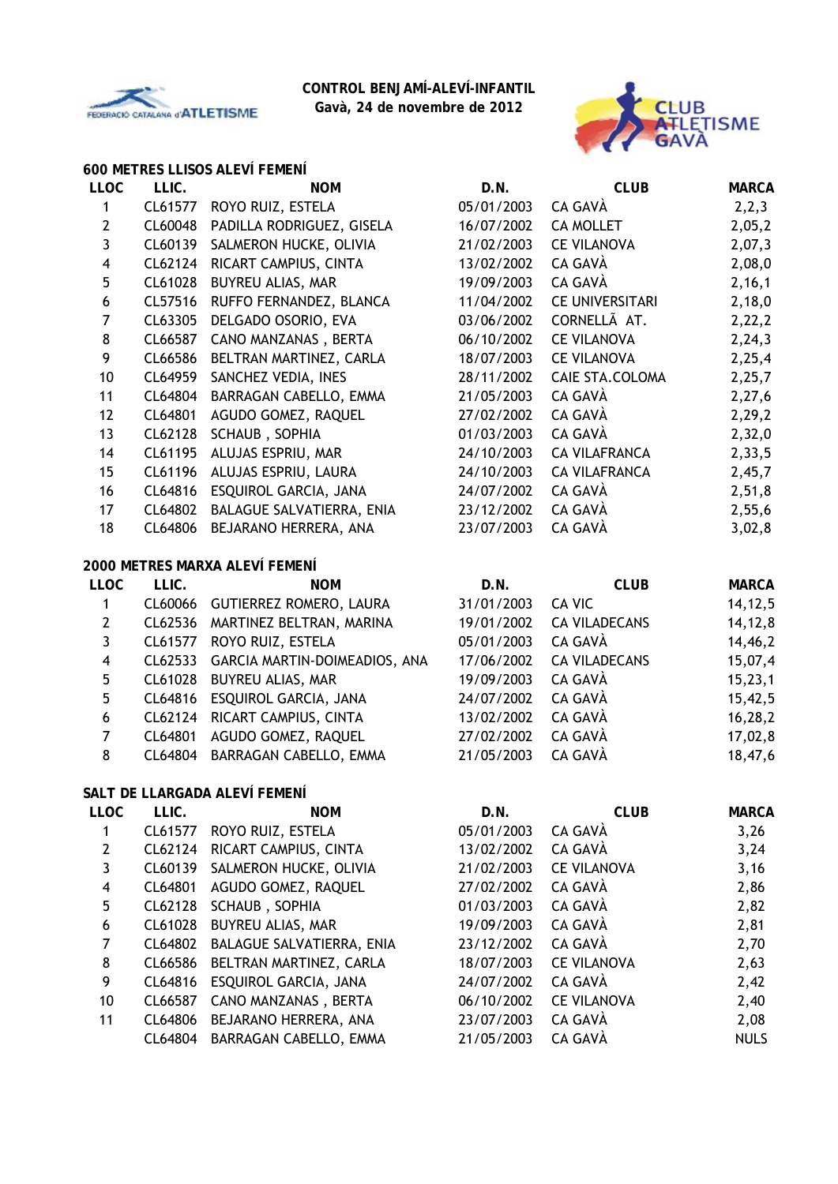**CONTROL BENJAMÍ-ALEVÍ-INFANTIL**
**Gavà, 24 de novembre de 2012**

### 600 METRES LLISOS ALEVÍ FEMENÍ

| LLOC | LLIC. | NOM | D.N. | CLUB | MARCA |
|---|---|---|---|---|---|
| 1 | CL61577 | ROYO RUIZ, ESTELA | 05/01/2003 | CA GAVÀ | 2,2,3 |
| 2 | CL60048 | PADILLA RODRIGUEZ, GISELA | 16/07/2002 | CA MOLLET | 2,05,2 |
| 3 | CL60139 | SALMERON HUCKE, OLIVIA | 21/02/2003 | CE VILANOVA | 2,07,3 |
| 4 | CL62124 | RICART CAMPIUS, CINTA | 13/02/2002 | CA GAVÀ | 2,08,0 |
| 5 | CL61028 | BUYREU ALIAS, MAR | 19/09/2003 | CA GAVÀ | 2,16,1 |
| 6 | CL57516 | RUFFO FERNANDEZ, BLANCA | 11/04/2002 | CE UNIVERSITARI | 2,18,0 |
| 7 | CL63305 | DELGADO OSORIO, EVA | 03/06/2002 | CORNELLÃ AT. | 2,22,2 |
| 8 | CL66587 | CANO MANZANAS , BERTA | 06/10/2002 | CE VILANOVA | 2,24,3 |
| 9 | CL66586 | BELTRAN MARTINEZ, CARLA | 18/07/2003 | CE VILANOVA | 2,25,4 |
| 10 | CL64959 | SANCHEZ VEDIA, INES | 28/11/2002 | CAIE STA.COLOMA | 2,25,7 |
| 11 | CL64804 | BARRAGAN CABELLO, EMMA | 21/05/2003 | CA GAVÀ | 2,27,6 |
| 12 | CL64801 | AGUDO GOMEZ, RAQUEL | 27/02/2002 | CA GAVÀ | 2,29,2 |
| 13 | CL62128 | SCHAUB , SOPHIA | 01/03/2003 | CA GAVÀ | 2,32,0 |
| 14 | CL61195 | ALUJAS ESPRIU, MAR | 24/10/2003 | CA VILAFRANCA | 2,33,5 |
| 15 | CL61196 | ALUJAS ESPRIU, LAURA | 24/10/2003 | CA VILAFRANCA | 2,45,7 |
| 16 | CL64816 | ESQUIROL GARCIA, JANA | 24/07/2002 | CA GAVÀ | 2,51,8 |
| 17 | CL64802 | BALAGUE SALVATIERRA, ENIA | 23/12/2002 | CA GAVÀ | 2,55,6 |
| 18 | CL64806 | BEJARANO HERRERA, ANA | 23/07/2003 | CA GAVÀ | 3,02,8 |

### 2000 METRES MARXA ALEVÍ FEMENÍ

| LLOC | LLIC. | NOM | D.N. | CLUB | MARCA |
|---|---|---|---|---|---|
| 1 | CL60066 | GUTIERREZ ROMERO, LAURA | 31/01/2003 | CA VIC | 14,12,5 |
| 2 | CL62536 | MARTINEZ BELTRAN, MARINA | 19/01/2002 | CA VILADECANS | 14,12,8 |
| 3 | CL61577 | ROYO RUIZ, ESTELA | 05/01/2003 | CA GAVÀ | 14,46,2 |
| 4 | CL62533 | GARCIA MARTIN-DOIMEADIOS, ANA | 17/06/2002 | CA VILADECANS | 15,07,4 |
| 5 | CL61028 | BUYREU ALIAS, MAR | 19/09/2003 | CA GAVÀ | 15,23,1 |
| 5 | CL64816 | ESQUIROL GARCIA, JANA | 24/07/2002 | CA GAVÀ | 15,42,5 |
| 6 | CL62124 | RICART CAMPIUS, CINTA | 13/02/2002 | CA GAVÀ | 16,28,2 |
| 7 | CL64801 | AGUDO GOMEZ, RAQUEL | 27/02/2002 | CA GAVÀ | 17,02,8 |
| 8 | CL64804 | BARRAGAN CABELLO, EMMA | 21/05/2003 | CA GAVÀ | 18,47,6 |

### SALT DE LLARGADA ALEVÍ FEMENÍ

| LLOC | LLIC. | NOM | D.N. | CLUB | MARCA |
|---|---|---|---|---|---|
| 1 | CL61577 | ROYO RUIZ, ESTELA | 05/01/2003 | CA GAVÀ | 3,26 |
| 2 | CL62124 | RICART CAMPIUS, CINTA | 13/02/2002 | CA GAVÀ | 3,24 |
| 3 | CL60139 | SALMERON HUCKE, OLIVIA | 21/02/2003 | CE VILANOVA | 3,16 |
| 4 | CL64801 | AGUDO GOMEZ, RAQUEL | 27/02/2002 | CA GAVÀ | 2,86 |
| 5 | CL62128 | SCHAUB , SOPHIA | 01/03/2003 | CA GAVÀ | 2,82 |
| 6 | CL61028 | BUYREU ALIAS, MAR | 19/09/2003 | CA GAVÀ | 2,81 |
| 7 | CL64802 | BALAGUE SALVATIERRA, ENIA | 23/12/2002 | CA GAVÀ | 2,70 |
| 8 | CL66586 | BELTRAN MARTINEZ, CARLA | 18/07/2003 | CE VILANOVA | 2,63 |
| 9 | CL64816 | ESQUIROL GARCIA, JANA | 24/07/2002 | CA GAVÀ | 2,42 |
| 10 | CL66587 | CANO MANZANAS , BERTA | 06/10/2002 | CE VILANOVA | 2,40 |
| 11 | CL64806 | BEJARANO HERRERA, ANA | 23/07/2003 | CA GAVÀ | 2,08 |
| | CL64804 | BARRAGAN CABELLO, EMMA | 21/05/2003 | CA GAVÀ | NULS |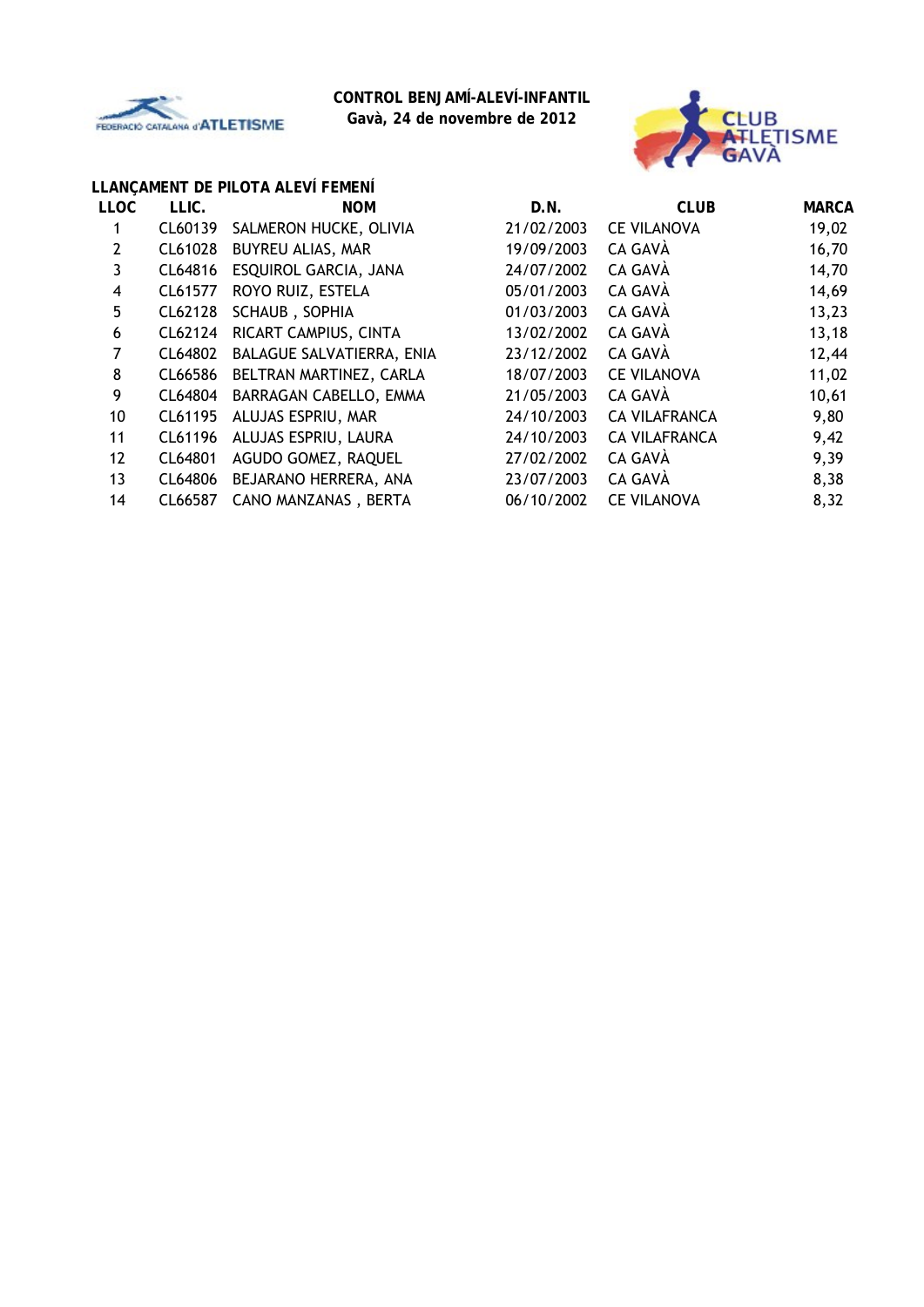**CONTROL BENJAMÍ-ALEVÍ-INFANTIL**
**Gavà, 24 de novembre de 2012**

### LLANÇAMENT DE PILOTA ALEVÍ FEMENÍ

| LLOC | LLIC. | NOM | D.N. | CLUB | MARCA |
|---|---|---|---|---|---|
| 1 | CL60139 | SALMERON HUCKE, OLIVIA | 21/02/2003 | CE VILANOVA | 19,02 |
| 2 | CL61028 | BUYREU ALIAS, MAR | 19/09/2003 | CA GAVÀ | 16,70 |
| 3 | CL64816 | ESQUIROL GARCIA, JANA | 24/07/2002 | CA GAVÀ | 14,70 |
| 4 | CL61577 | ROYO RUIZ, ESTELA | 05/01/2003 | CA GAVÀ | 14,69 |
| 5 | CL62128 | SCHAUB , SOPHIA | 01/03/2003 | CA GAVÀ | 13,23 |
| 6 | CL62124 | RICART CAMPIUS, CINTA | 13/02/2002 | CA GAVÀ | 13,18 |
| 7 | CL64802 | BALAGUE SALVATIERRA, ENIA | 23/12/2002 | CA GAVÀ | 12,44 |
| 8 | CL66586 | BELTRAN MARTINEZ, CARLA | 18/07/2003 | CE VILANOVA | 11,02 |
| 9 | CL64804 | BARRAGAN CABELLO, EMMA | 21/05/2003 | CA GAVÀ | 10,61 |
| 10 | CL61195 | ALUJAS ESPRIU, MAR | 24/10/2003 | CA VILAFRANCA | 9,80 |
| 11 | CL61196 | ALUJAS ESPRIU, LAURA | 24/10/2003 | CA VILAFRANCA | 9,42 |
| 12 | CL64801 | AGUDO GOMEZ, RAQUEL | 27/02/2002 | CA GAVÀ | 9,39 |
| 13 | CL64806 | BEJARANO HERRERA, ANA | 23/07/2003 | CA GAVÀ | 8,38 |
| 14 | CL66587 | CANO MANZANAS , BERTA | 06/10/2002 | CE VILANOVA | 8,32 |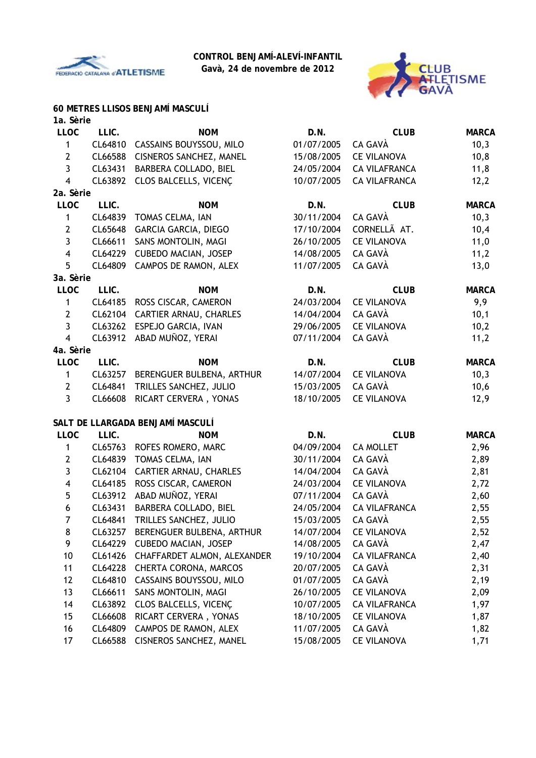**CONTROL BENJAMÍ-ALEVÍ-INFANTIL**
**Gavà, 24 de novembre de 2012**

## 60 METRES LLISOS BENJAMÍ MASCULÍ

**1a. Sèrie**

| LLOC | LLIC. | NOM | D.N. | CLUB | MARCA |
|---|---|---|---|---|---|
| 1 | CL64810 | CASSAINS BOUYSSOU, MILO | 01/07/2005 | CA GAVÀ | 10,3 |
| 2 | CL66588 | CISNEROS SANCHEZ, MANEL | 15/08/2005 | CE VILANOVA | 10,8 |
| 3 | CL63431 | BARBERA COLLADO, BIEL | 24/05/2004 | CA VILAFRANCA | 11,8 |
| 4 | CL63892 | CLOS BALCELLS, VICENÇ | 10/07/2005 | CA VILAFRANCA | 12,2 |

**2a. Sèrie**

| LLOC | LLIC. | NOM | D.N. | CLUB | MARCA |
|---|---|---|---|---|---|
| 1 | CL64839 | TOMAS CELMA, IAN | 30/11/2004 | CA GAVÀ | 10,3 |
| 2 | CL65648 | GARCIA GARCIA, DIEGO | 17/10/2004 | CORNELLÃ AT. | 10,4 |
| 3 | CL66611 | SANS MONTOLIN, MAGI | 26/10/2005 | CE VILANOVA | 11,0 |
| 4 | CL64229 | CUBEDO MACIAN, JOSEP | 14/08/2005 | CA GAVÀ | 11,2 |
| 5 | CL64809 | CAMPOS DE RAMON, ALEX | 11/07/2005 | CA GAVÀ | 13,0 |

**3a. Sèrie**

| LLOC | LLIC. | NOM | D.N. | CLUB | MARCA |
|---|---|---|---|---|---|
| 1 | CL64185 | ROSS CISCAR, CAMERON | 24/03/2004 | CE VILANOVA | 9,9 |
| 2 | CL62104 | CARTIER ARNAU, CHARLES | 14/04/2004 | CA GAVÀ | 10,1 |
| 3 | CL63262 | ESPEJO GARCIA, IVAN | 29/06/2005 | CE VILANOVA | 10,2 |
| 4 | CL63912 | ABAD MUÑOZ, YERAI | 07/11/2004 | CA GAVÀ | 11,2 |

**4a. Sèrie**

| LLOC | LLIC. | NOM | D.N. | CLUB | MARCA |
|---|---|---|---|---|---|
| 1 | CL63257 | BERENGUER BULBENA, ARTHUR | 14/07/2004 | CE VILANOVA | 10,3 |
| 2 | CL64841 | TRILLES SANCHEZ, JULIO | 15/03/2005 | CA GAVÀ | 10,6 |
| 3 | CL66608 | RICART CERVERA , YONAS | 18/10/2005 | CE VILANOVA | 12,9 |

## SALT DE LLARGADA BENJAMÍ MASCULÍ

| LLOC | LLIC. | NOM | D.N. | CLUB | MARCA |
|---|---|---|---|---|---|
| 1 | CL65763 | ROFES ROMERO, MARC | 04/09/2004 | CA MOLLET | 2,96 |
| 2 | CL64839 | TOMAS CELMA, IAN | 30/11/2004 | CA GAVÀ | 2,89 |
| 3 | CL62104 | CARTIER ARNAU, CHARLES | 14/04/2004 | CA GAVÀ | 2,81 |
| 4 | CL64185 | ROSS CISCAR, CAMERON | 24/03/2004 | CE VILANOVA | 2,72 |
| 5 | CL63912 | ABAD MUÑOZ, YERAI | 07/11/2004 | CA GAVÀ | 2,60 |
| 6 | CL63431 | BARBERA COLLADO, BIEL | 24/05/2004 | CA VILAFRANCA | 2,55 |
| 7 | CL64841 | TRILLES SANCHEZ, JULIO | 15/03/2005 | CA GAVÀ | 2,55 |
| 8 | CL63257 | BERENGUER BULBENA, ARTHUR | 14/07/2004 | CE VILANOVA | 2,52 |
| 9 | CL64229 | CUBEDO MACIAN, JOSEP | 14/08/2005 | CA GAVÀ | 2,47 |
| 10 | CL61426 | CHAFFARDET ALMON, ALEXANDER | 19/10/2004 | CA VILAFRANCA | 2,40 |
| 11 | CL64228 | CHERTA CORONA, MARCOS | 20/07/2005 | CA GAVÀ | 2,31 |
| 12 | CL64810 | CASSAINS BOUYSSOU, MILO | 01/07/2005 | CA GAVÀ | 2,19 |
| 13 | CL66611 | SANS MONTOLIN, MAGI | 26/10/2005 | CE VILANOVA | 2,09 |
| 14 | CL63892 | CLOS BALCELLS, VICENÇ | 10/07/2005 | CA VILAFRANCA | 1,97 |
| 15 | CL66608 | RICART CERVERA , YONAS | 18/10/2005 | CE VILANOVA | 1,87 |
| 16 | CL64809 | CAMPOS DE RAMON, ALEX | 11/07/2005 | CA GAVÀ | 1,82 |
| 17 | CL66588 | CISNEROS SANCHEZ, MANEL | 15/08/2005 | CE VILANOVA | 1,71 |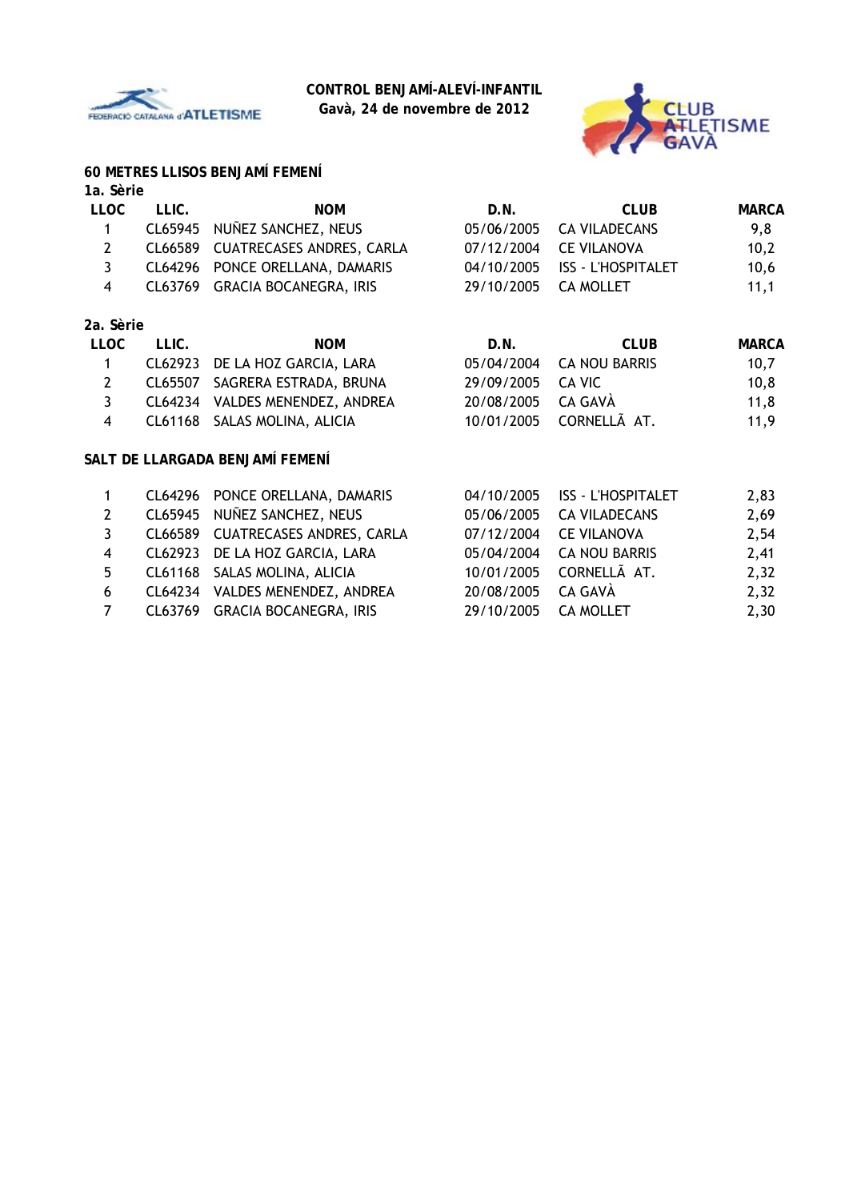**CONTROL BENJAMÍ-ALEVÍ-INFANTIL**
**Gavà, 24 de novembre de 2012**

## 60 METRES LLISOS BENJAMÍ FEMENÍ

**1a. Sèrie**

| LLOC | LLIC. | NOM | D.N. | CLUB | MARCA |
|---|---|---|---|---|---|
| 1 | CL65945 | NUÑEZ SANCHEZ, NEUS | 05/06/2005 | CA VILADECANS | 9,8 |
| 2 | CL66589 | CUATRECASES ANDRES, CARLA | 07/12/2004 | CE VILANOVA | 10,2 |
| 3 | CL64296 | PONCE ORELLANA, DAMARIS | 04/10/2005 | ISS - L'HOSPITALET | 10,6 |
| 4 | CL63769 | GRACIA BOCANEGRA, IRIS | 29/10/2005 | CA MOLLET | 11,1 |

**2a. Sèrie**

| LLOC | LLIC. | NOM | D.N. | CLUB | MARCA |
|---|---|---|---|---|---|
| 1 | CL62923 | DE LA HOZ GARCIA, LARA | 05/04/2004 | CA NOU BARRIS | 10,7 |
| 2 | CL65507 | SAGRERA ESTRADA, BRUNA | 29/09/2005 | CA VIC | 10,8 |
| 3 | CL64234 | VALDES MENENDEZ, ANDREA | 20/08/2005 | CA GAVÀ | 11,8 |
| 4 | CL61168 | SALAS MOLINA, ALICIA | 10/01/2005 | CORNELLÃ AT. | 11,9 |

## SALT DE LLARGADA BENJAMÍ FEMENÍ

| | | | | | |
|---|---|---|---|---|---|
| 1 | CL64296 | PONCE ORELLANA, DAMARIS | 04/10/2005 | ISS - L'HOSPITALET | 2,83 |
| 2 | CL65945 | NUÑEZ SANCHEZ, NEUS | 05/06/2005 | CA VILADECANS | 2,69 |
| 3 | CL66589 | CUATRECASES ANDRES, CARLA | 07/12/2004 | CE VILANOVA | 2,54 |
| 4 | CL62923 | DE LA HOZ GARCIA, LARA | 05/04/2004 | CA NOU BARRIS | 2,41 |
| 5 | CL61168 | SALAS MOLINA, ALICIA | 10/01/2005 | CORNELLÃ AT. | 2,32 |
| 6 | CL64234 | VALDES MENENDEZ, ANDREA | 20/08/2005 | CA GAVÀ | 2,32 |
| 7 | CL63769 | GRACIA BOCANEGRA, IRIS | 29/10/2005 | CA MOLLET | 2,30 |